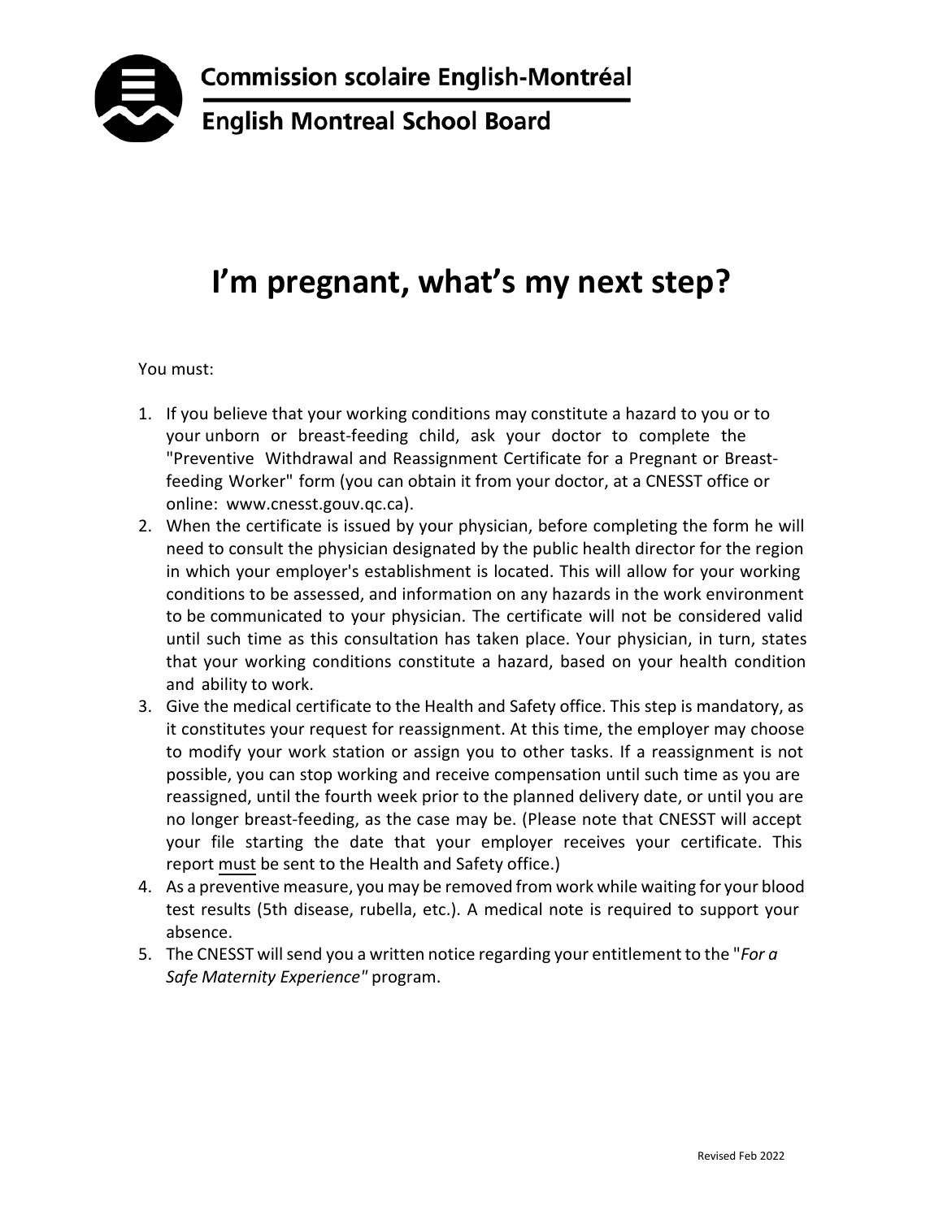Commission scolaire English-Montréal

English Montreal School Board

# I'm pregnant, what's my next step?

You must:

1. If you believe that your working conditions may constitute a hazard to you or to your unborn or breast-feeding child, ask your doctor to complete the "Preventive Withdrawal and Reassignment Certificate for a Pregnant or Breast-feeding Worker" form (you can obtain it from your doctor, at a CNESST office or online: www.cnesst.gouv.qc.ca).
2. When the certificate is issued by your physician, before completing the form he will need to consult the physician designated by the public health director for the region in which your employer's establishment is located. This will allow for your working conditions to be assessed, and information on any hazards in the work environment to be communicated to your physician. The certificate will not be considered valid until such time as this consultation has taken place. Your physician, in turn, states that your working conditions constitute a hazard, based on your health condition and ability to work.
3. Give the medical certificate to the Health and Safety office. This step is mandatory, as it constitutes your request for reassignment. At this time, the employer may choose to modify your work station or assign you to other tasks. If a reassignment is not possible, you can stop working and receive compensation until such time as you are reassigned, until the fourth week prior to the planned delivery date, or until you are no longer breast-feeding, as the case may be. (Please note that CNESST will accept your file starting the date that your employer receives your certificate. This report <u>must</u> be sent to the Health and Safety office.)
4. As a preventive measure, you may be removed from work while waiting for your blood test results (5th disease, rubella, etc.). A medical note is required to support your absence.
5. The CNESST will send you a written notice regarding your entitlement to the "*For a Safe Maternity Experience"* program.

Revised Feb 2022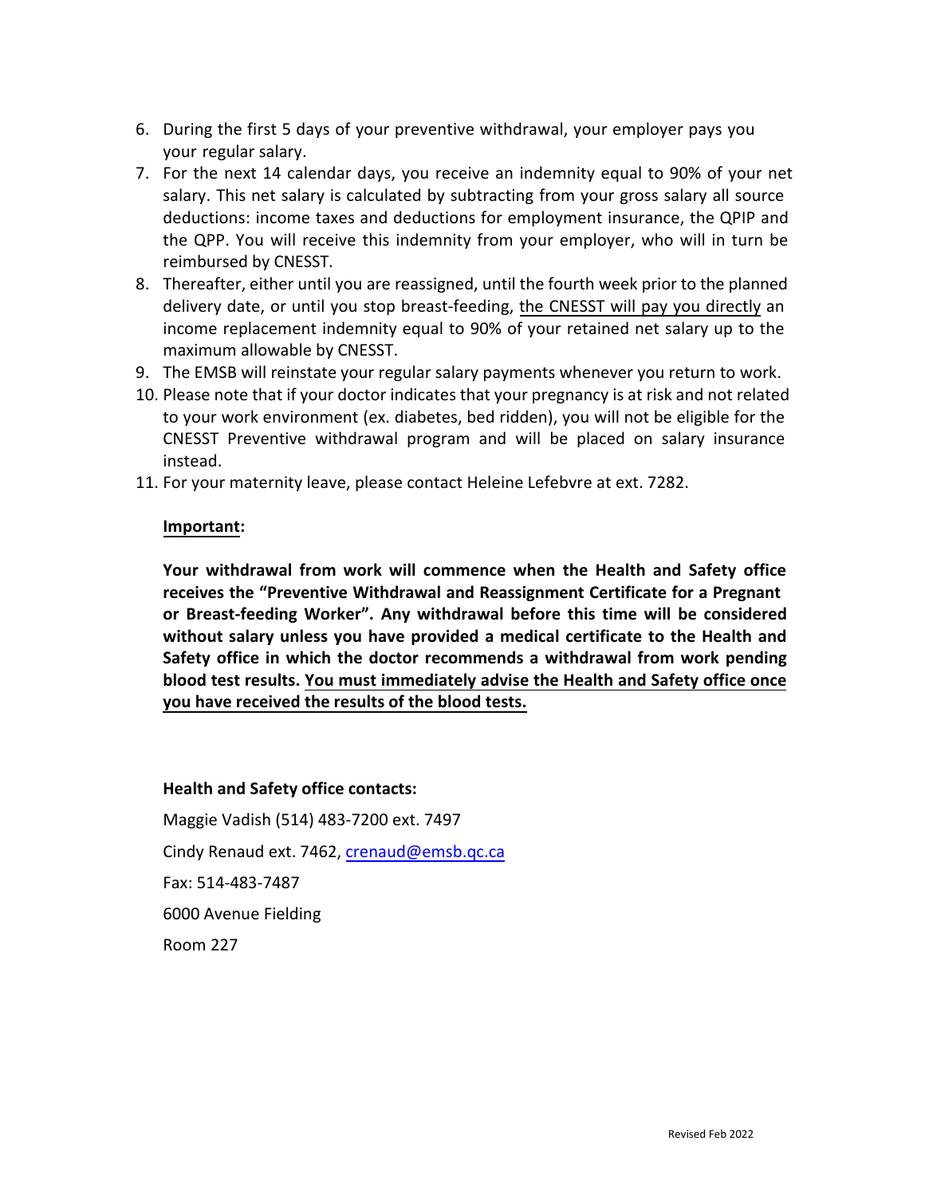6. During the first 5 days of your preventive withdrawal, your employer pays you your regular salary.
7. For the next 14 calendar days, you receive an indemnity equal to 90% of your net salary. This net salary is calculated by subtracting from your gross salary all source deductions: income taxes and deductions for employment insurance, the QPIP and the QPP. You will receive this indemnity from your employer, who will in turn be reimbursed by CNESST.
8. Thereafter, either until you are reassigned, until the fourth week prior to the planned delivery date, or until you stop breast-feeding, the CNESST will pay you directly an income replacement indemnity equal to 90% of your retained net salary up to the maximum allowable by CNESST.
9. The EMSB will reinstate your regular salary payments whenever you return to work.
10. Please note that if your doctor indicates that your pregnancy is at risk and not related to your work environment (ex. diabetes, bed ridden), you will not be eligible for the CNESST Preventive withdrawal program and will be placed on salary insurance instead.
11. For your maternity leave, please contact Heleine Lefebvre at ext. 7282.

**Important:**

**Your withdrawal from work will commence when the Health and Safety office receives the "Preventive Withdrawal and Reassignment Certificate for a Pregnant or Breast-feeding Worker". Any withdrawal before this time will be considered without salary unless you have provided a medical certificate to the Health and Safety office in which the doctor recommends a withdrawal from work pending blood test results. You must immediately advise the Health and Safety office once you have received the results of the blood tests.**

**Health and Safety office contacts:**

Maggie Vadish (514) 483-7200 ext. 7497

Cindy Renaud ext. 7462, crenaud@emsb.qc.ca

Fax: 514-483-7487

6000 Avenue Fielding

Room 227

Revised Feb 2022